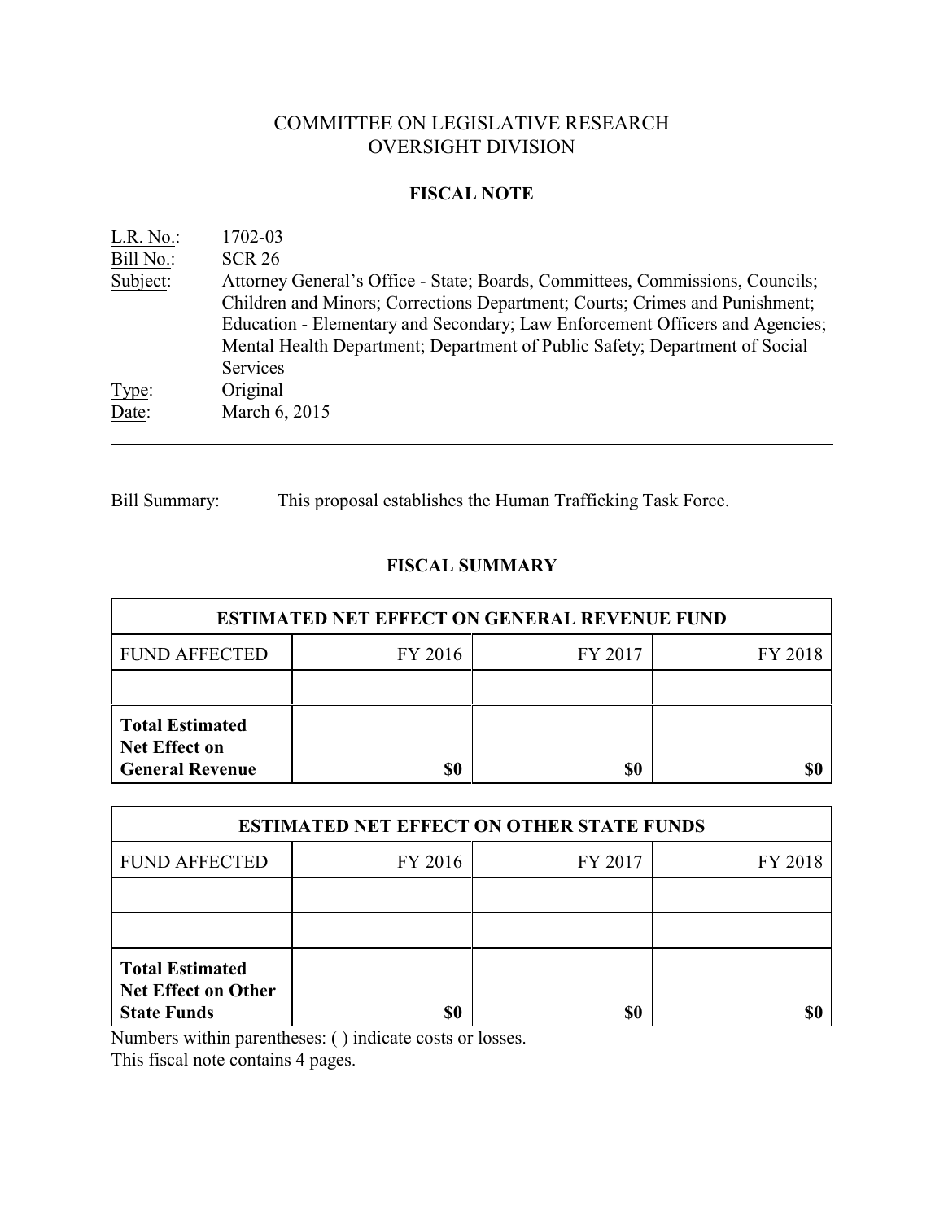COMMITTEE ON LEGISLATIVE RESEARCH
OVERSIGHT DIVISION

**FISCAL NOTE**

L.R. No.: 1702-03
Bill No.: SCR 26
Subject: Attorney General's Office - State; Boards, Committees, Commissions, Councils; Children and Minors; Corrections Department; Courts; Crimes and Punishment; Education - Elementary and Secondary; Law Enforcement Officers and Agencies; Mental Health Department; Department of Public Safety; Department of Social Services
Type: Original
Date: March 6, 2015

---

Bill Summary: This proposal establishes the Human Trafficking Task Force.

## FISCAL SUMMARY

| ESTIMATED NET EFFECT ON GENERAL REVENUE FUND | | | |
|---|---|---|---|
| FUND AFFECTED | FY 2016 | FY 2017 | FY 2018 |
| | | | |
| **Total Estimated Net Effect on General Revenue** | **$0** | **$0** | **$0** |

| ESTIMATED NET EFFECT ON OTHER STATE FUNDS | | | |
|---|---|---|---|
| FUND AFFECTED | FY 2016 | FY 2017 | FY 2018 |
| | | | |
| | | | |
| **Total Estimated Net Effect on Other State Funds** | **$0** | **$0** | **$0** |

Numbers within parentheses: ( ) indicate costs or losses.
This fiscal note contains 4 pages.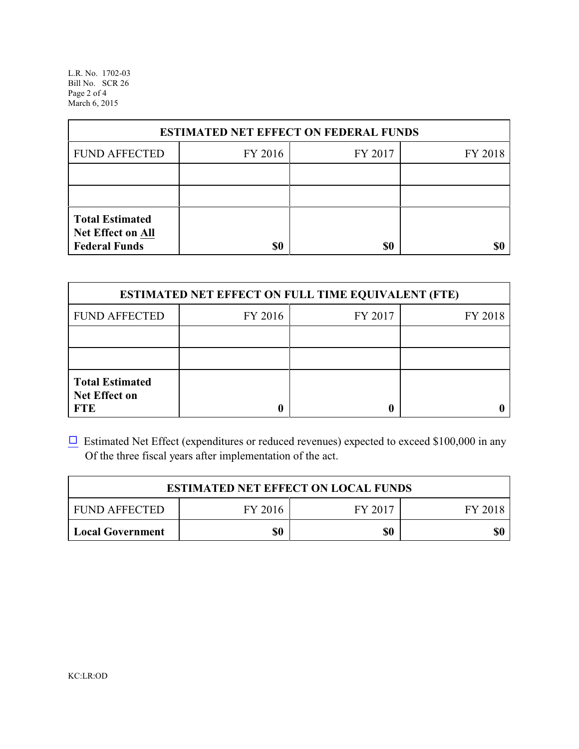| ESTIMATED NET EFFECT ON FEDERAL FUNDS | | | |
|---|---|---|---|
| FUND AFFECTED | FY 2016 | FY 2017 | FY 2018 |
| | | | |
| | | | |
| **Total Estimated Net Effect on All Federal Funds** | **$0** | **$0** | **$0** |

| ESTIMATED NET EFFECT ON FULL TIME EQUIVALENT (FTE) | | | |
|---|---|---|---|
| FUND AFFECTED | FY 2016 | FY 2017 | FY 2018 |
| | | | |
| | | | |
| **Total Estimated Net Effect on FTE** | **0** | **0** | **0** |

☐ Estimated Net Effect (expenditures or reduced revenues) expected to exceed $100,000 in any Of the three fiscal years after implementation of the act.

| ESTIMATED NET EFFECT ON LOCAL FUNDS | | | |
|---|---|---|---|
| FUND AFFECTED | FY 2016 | FY 2017 | FY 2018 |
| **Local Government** | **$0** | **$0** | **$0** |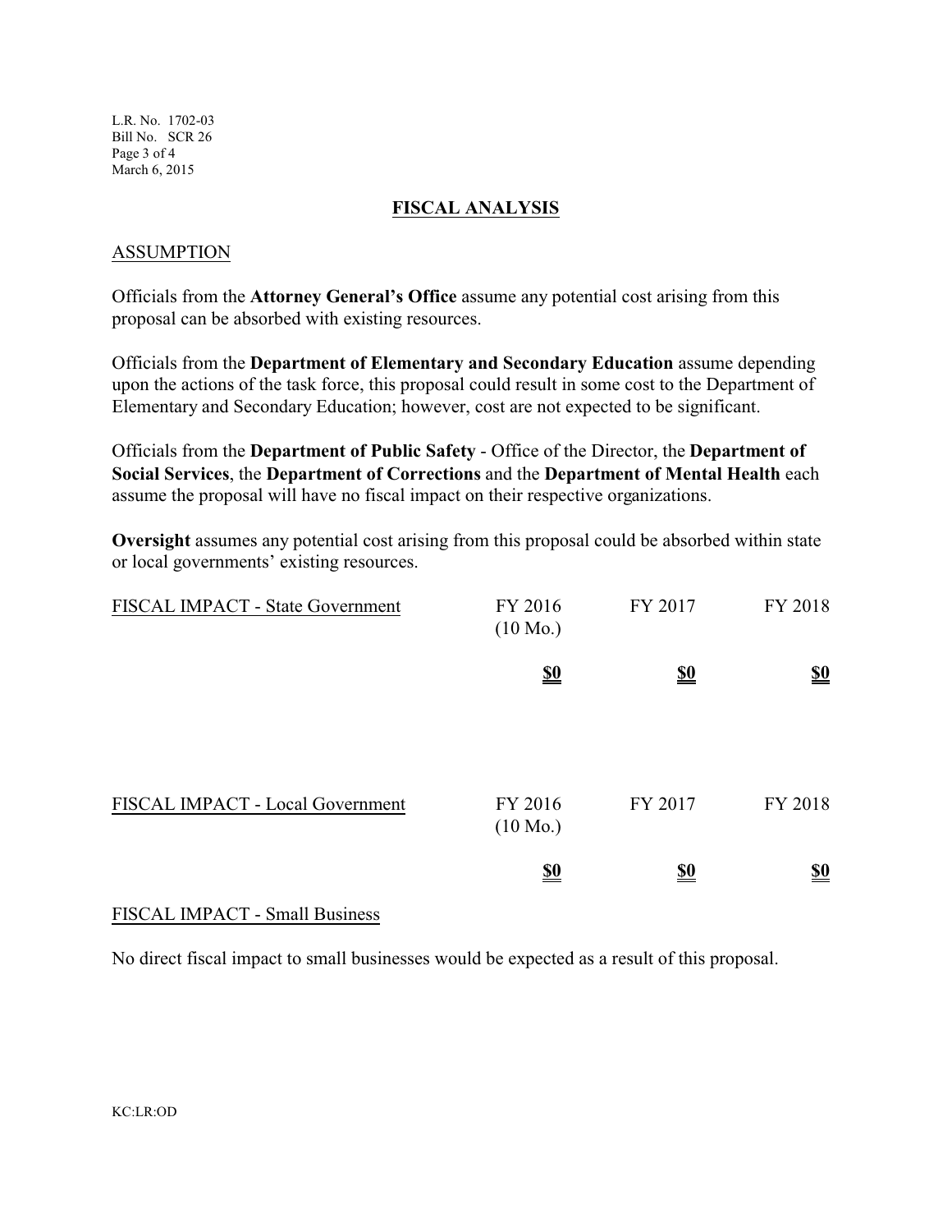## FISCAL ANALYSIS

### ASSUMPTION

Officials from the **Attorney General's Office** assume any potential cost arising from this proposal can be absorbed with existing resources.

Officials from the **Department of Elementary and Secondary Education** assume depending upon the actions of the task force, this proposal could result in some cost to the Department of Elementary and Secondary Education; however, cost are not expected to be significant.

Officials from the **Department of Public Safety** - Office of the Director, the **Department of Social Services**, the **Department of Corrections** and the **Department of Mental Health** each assume the proposal will have no fiscal impact on their respective organizations.

**Oversight** assumes any potential cost arising from this proposal could be absorbed within state or local governments' existing resources.

| FISCAL IMPACT - State Government | FY 2016 (10 Mo.) | FY 2017 | FY 2018 |
| --- | --- | --- | --- |
| | **$0** | **$0** | **$0** |

| FISCAL IMPACT - Local Government | FY 2016 (10 Mo.) | FY 2017 | FY 2018 |
| --- | --- | --- | --- |
| | **$0** | **$0** | **$0** |

### FISCAL IMPACT - Small Business

No direct fiscal impact to small businesses would be expected as a result of this proposal.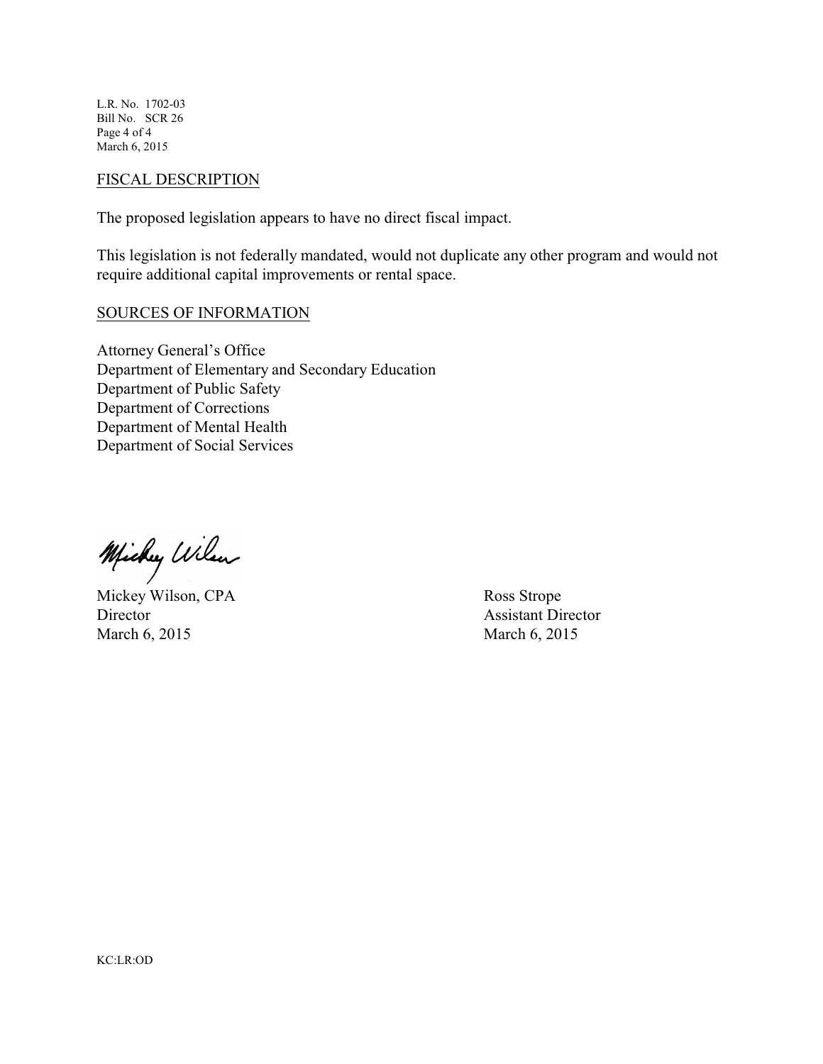## FISCAL DESCRIPTION

The proposed legislation appears to have no direct fiscal impact.

This legislation is not federally mandated, would not duplicate any other program and would not require additional capital improvements or rental space.

## SOURCES OF INFORMATION

Attorney General's Office
Department of Elementary and Secondary Education
Department of Public Safety
Department of Corrections
Department of Mental Health
Department of Social Services

Mickey Wilson, CPA
Director
March 6, 2015

Ross Strope
Assistant Director
March 6, 2015

KC:LR:OD